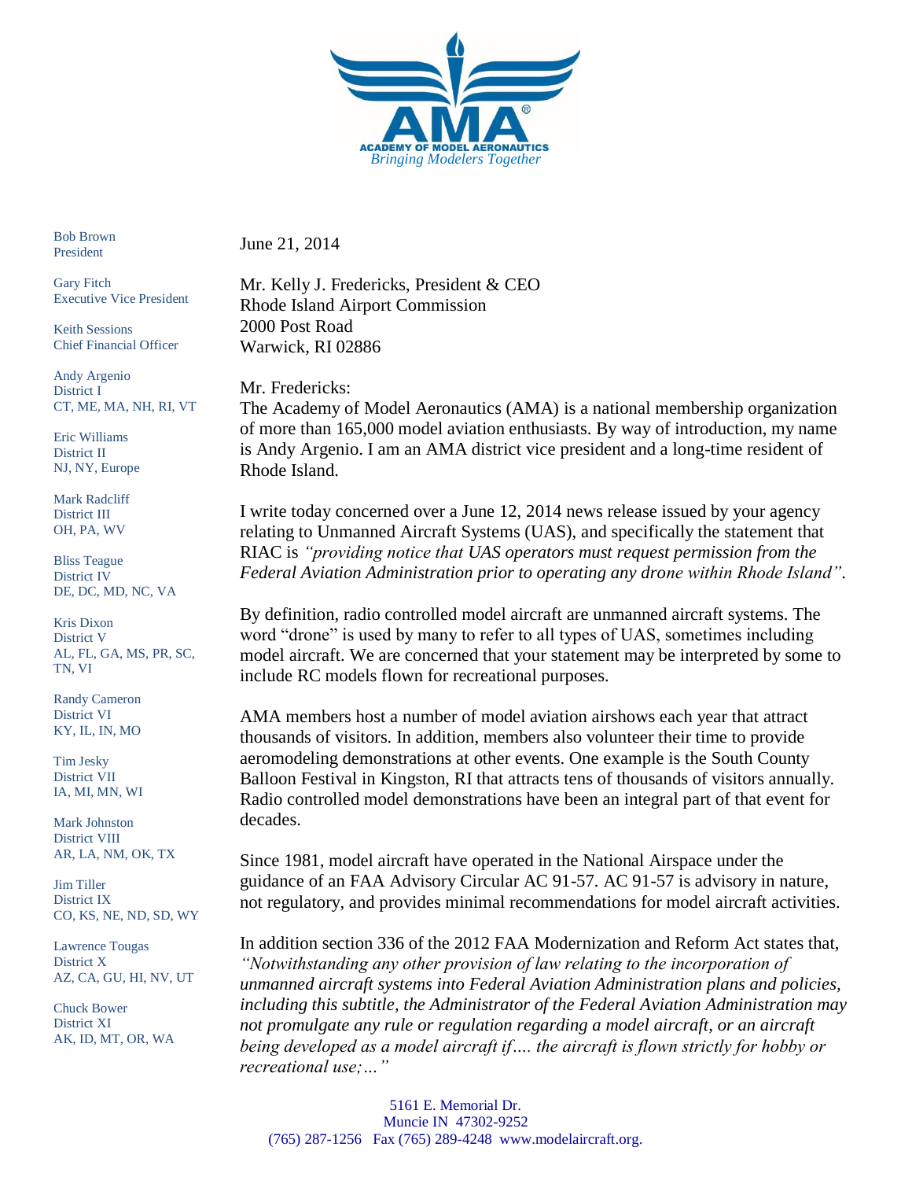**ACADEMY OF MODEL AERONAUTICS**
*Bringing Modelers Together*

Bob Brown
President

Gary Fitch
Executive Vice President

Keith Sessions
Chief Financial Officer

Andy Argenio
District I
CT, ME, MA, NH, RI, VT

Eric Williams
District II
NJ, NY, Europe

Mark Radcliff
District III
OH, PA, WV

Bliss Teague
District IV
DE, DC, MD, NC, VA

Kris Dixon
District V
AL, FL, GA, MS, PR, SC, TN, VI

Randy Cameron
District VI
KY, IL, IN, MO

Tim Jesky
District VII
IA, MI, MN, WI

Mark Johnston
District VIII
AR, LA, NM, OK, TX

Jim Tiller
District IX
CO, KS, NE, ND, SD, WY

Lawrence Tougas
District X
AZ, CA, GU, HI, NV, UT

Chuck Bower
District XI
AK, ID, MT, OR, WA

June 21, 2014

Mr. Kelly J. Fredericks, President & CEO
Rhode Island Airport Commission
2000 Post Road
Warwick, RI 02886

Mr. Fredericks:

The Academy of Model Aeronautics (AMA) is a national membership organization of more than 165,000 model aviation enthusiasts. By way of introduction, my name is Andy Argenio. I am an AMA district vice president and a long-time resident of Rhode Island.

I write today concerned over a June 12, 2014 news release issued by your agency relating to Unmanned Aircraft Systems (UAS), and specifically the statement that RIAC is *"providing notice that UAS operators must request permission from the Federal Aviation Administration prior to operating any drone within Rhode Island"*.

By definition, radio controlled model aircraft are unmanned aircraft systems. The word "drone" is used by many to refer to all types of UAS, sometimes including model aircraft. We are concerned that your statement may be interpreted by some to include RC models flown for recreational purposes.

AMA members host a number of model aviation airshows each year that attract thousands of visitors. In addition, members also volunteer their time to provide aeromodeling demonstrations at other events. One example is the South County Balloon Festival in Kingston, RI that attracts tens of thousands of visitors annually. Radio controlled model demonstrations have been an integral part of that event for decades.

Since 1981, model aircraft have operated in the National Airspace under the guidance of an FAA Advisory Circular AC 91-57. AC 91-57 is advisory in nature, not regulatory, and provides minimal recommendations for model aircraft activities.

In addition section 336 of the 2012 FAA Modernization and Reform Act states that, *"Notwithstanding any other provision of law relating to the incorporation of unmanned aircraft systems into Federal Aviation Administration plans and policies, including this subtitle, the Administrator of the Federal Aviation Administration may not promulgate any rule or regulation regarding a model aircraft, or an aircraft being developed as a model aircraft if…. the aircraft is flown strictly for hobby or recreational use;…"*

5161 E. Memorial Dr.
Muncie IN 47302-9252
(765) 287-1256 Fax (765) 289-4248 www.modelaircraft.org.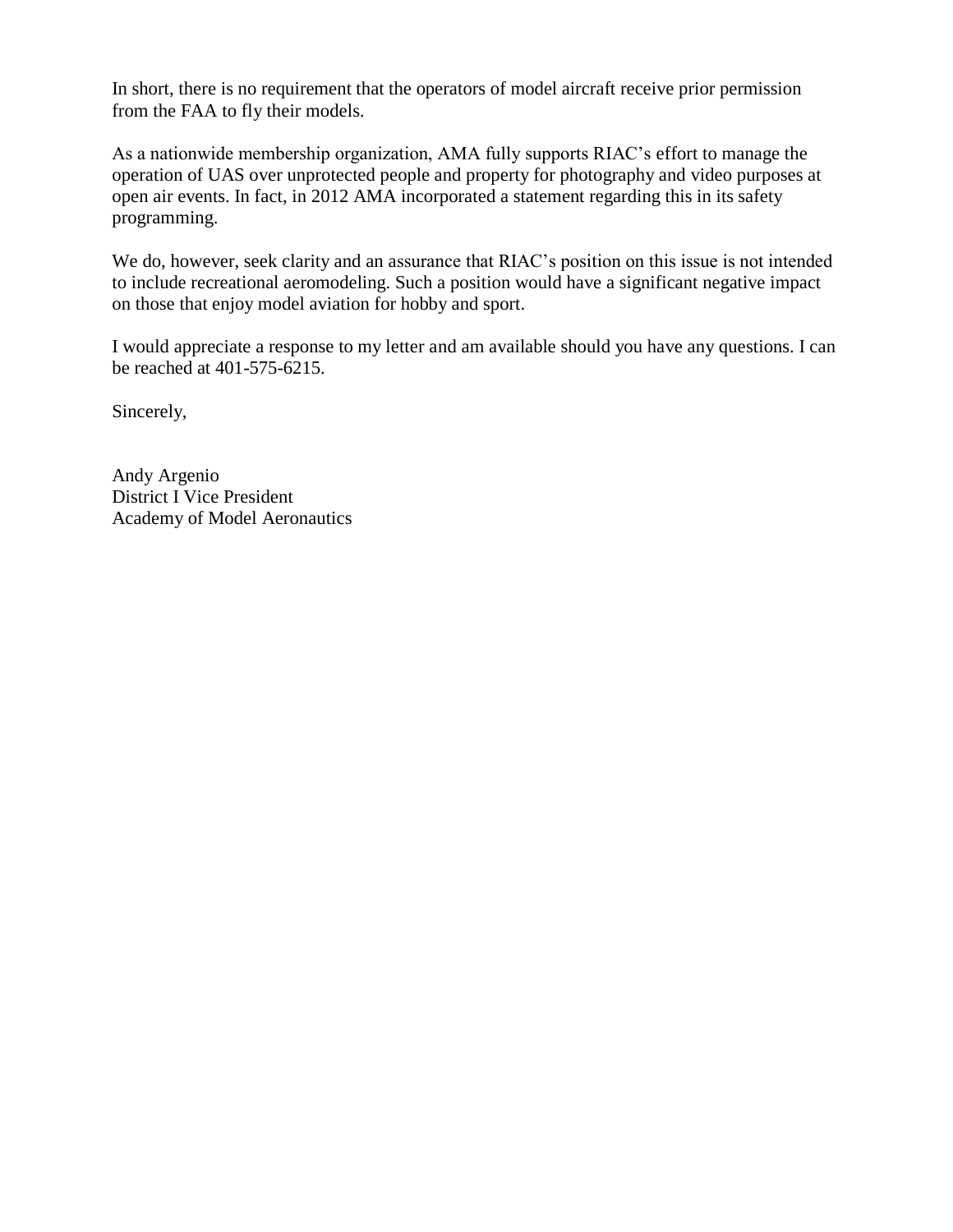In short, there is no requirement that the operators of model aircraft receive prior permission from the FAA to fly their models.

As a nationwide membership organization, AMA fully supports RIAC's effort to manage the operation of UAS over unprotected people and property for photography and video purposes at open air events. In fact, in 2012 AMA incorporated a statement regarding this in its safety programming.

We do, however, seek clarity and an assurance that RIAC's position on this issue is not intended to include recreational aeromodeling. Such a position would have a significant negative impact on those that enjoy model aviation for hobby and sport.

I would appreciate a response to my letter and am available should you have any questions. I can be reached at 401-575-6215.

Sincerely,

Andy Argenio  
District I Vice President  
Academy of Model Aeronautics